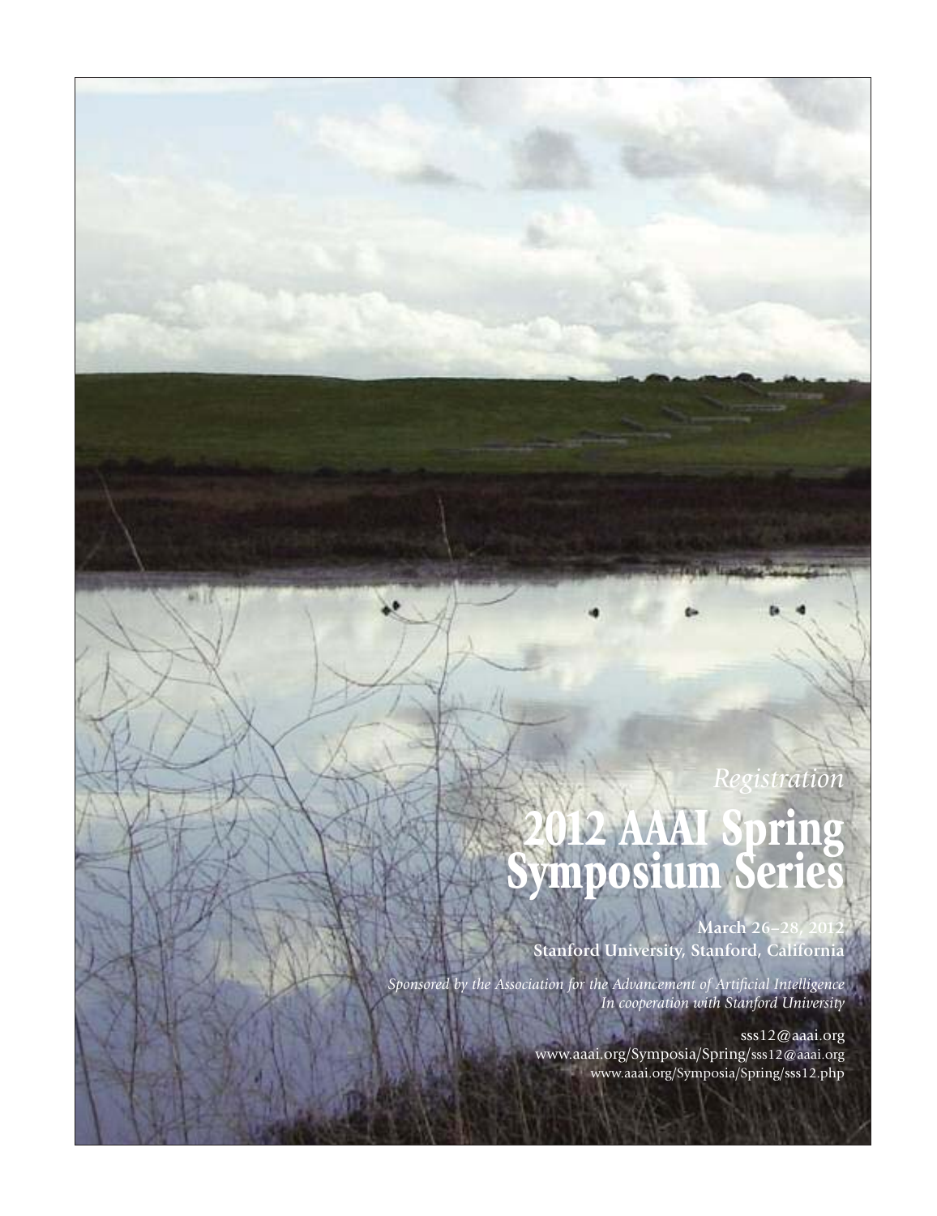*Registration*

# 2012 AAAI Spring Symposium Series

**March 26–28, 2012**
**Stanford University, Stanford, California**

*Sponsored by the Association for the Advancement of Artificial Intelligence*
*In cooperation with Stanford University*

sss12@aaai.org
www.aaai.org/Symposia/Spring/sss12@aaai.org
www.aaai.org/Symposia/Spring/sss12.php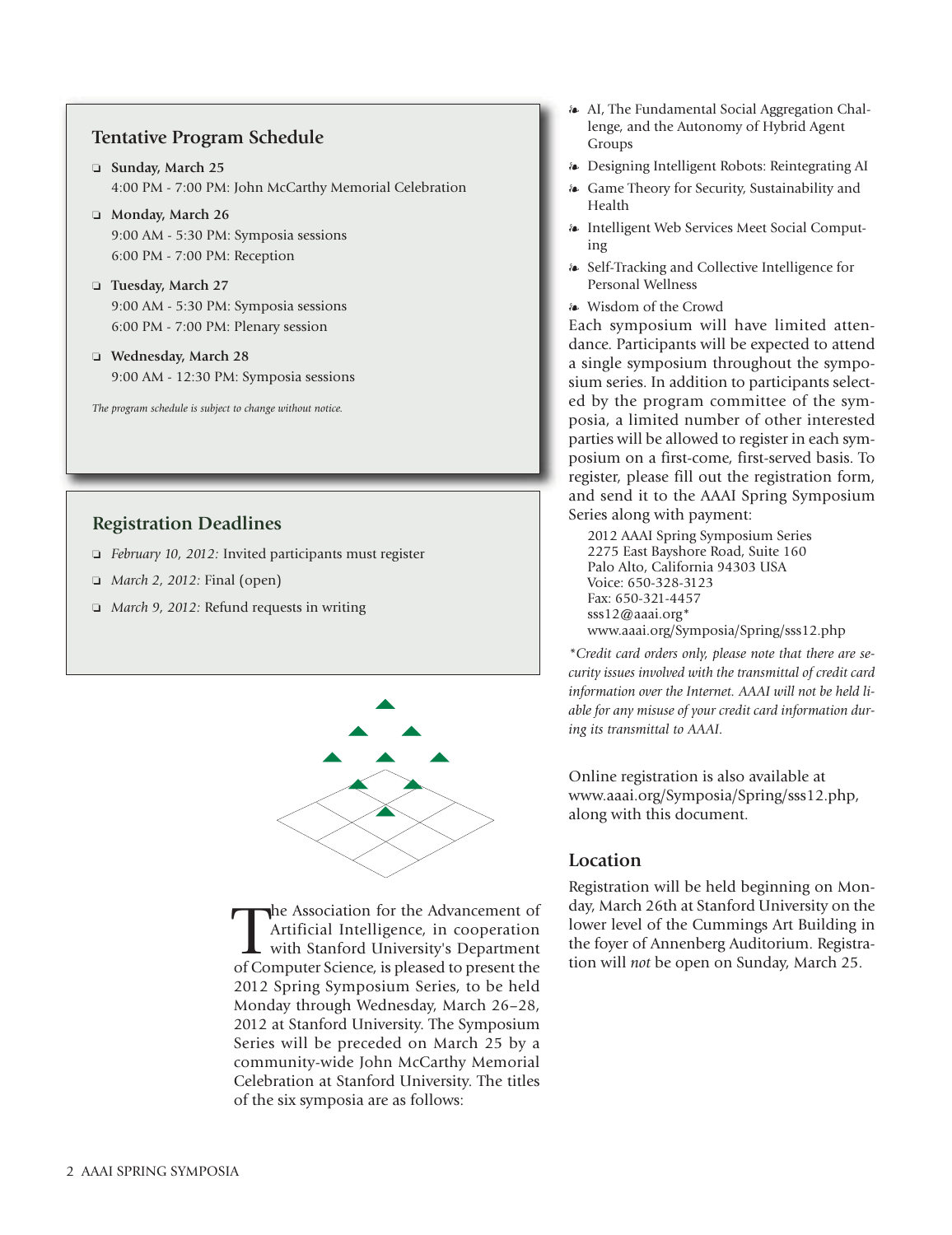## Tentative Program Schedule

- **Sunday, March 25**
  4:00 PM - 7:00 PM: John McCarthy Memorial Celebration
- **Monday, March 26**
  9:00 AM - 5:30 PM: Symposia sessions
  6:00 PM - 7:00 PM: Reception
- **Tuesday, March 27**
  9:00 AM - 5:30 PM: Symposia sessions
  6:00 PM - 7:00 PM: Plenary session
- **Wednesday, March 28**
  9:00 AM - 12:30 PM: Symposia sessions

*The program schedule is subject to change without notice.*

## Registration Deadlines

- *February 10, 2012:* Invited participants must register
- *March 2, 2012:* Final (open)
- *March 9, 2012:* Refund requests in writing

The Association for the Advancement of Artificial Intelligence, in cooperation with Stanford University's Department of Computer Science, is pleased to present the 2012 Spring Symposium Series, to be held Monday through Wednesday, March 26–28, 2012 at Stanford University. The Symposium Series will be preceded on March 25 by a community-wide John McCarthy Memorial Celebration at Stanford University. The titles of the six symposia are as follows:

- AI, The Fundamental Social Aggregation Challenge, and the Autonomy of Hybrid Agent Groups
- Designing Intelligent Robots: Reintegrating AI
- Game Theory for Security, Sustainability and Health
- Intelligent Web Services Meet Social Computing
- Self-Tracking and Collective Intelligence for Personal Wellness
- Wisdom of the Crowd

Each symposium will have limited attendance. Participants will be expected to attend a single symposium throughout the symposium series. In addition to participants selected by the program committee of the symposia, a limited number of other interested parties will be allowed to register in each symposium on a first-come, first-served basis. To register, please fill out the registration form, and send it to the AAAI Spring Symposium Series along with payment:

2012 AAAI Spring Symposium Series
2275 East Bayshore Road, Suite 160
Palo Alto, California 94303 USA
Voice: 650-328-3123
Fax: 650-321-4457
sss12@aaai.org*
www.aaai.org/Symposia/Spring/sss12.php

*\*Credit card orders only, please note that there are security issues involved with the transmittal of credit card information over the Internet. AAAI will not be held liable for any misuse of your credit card information during its transmittal to AAAI.*

Online registration is also available at www.aaai.org/Symposia/Spring/sss12.php, along with this document.

### Location

Registration will be held beginning on Monday, March 26th at Stanford University on the lower level of the Cummings Art Building in the foyer of Annenberg Auditorium. Registration will *not* be open on Sunday, March 25.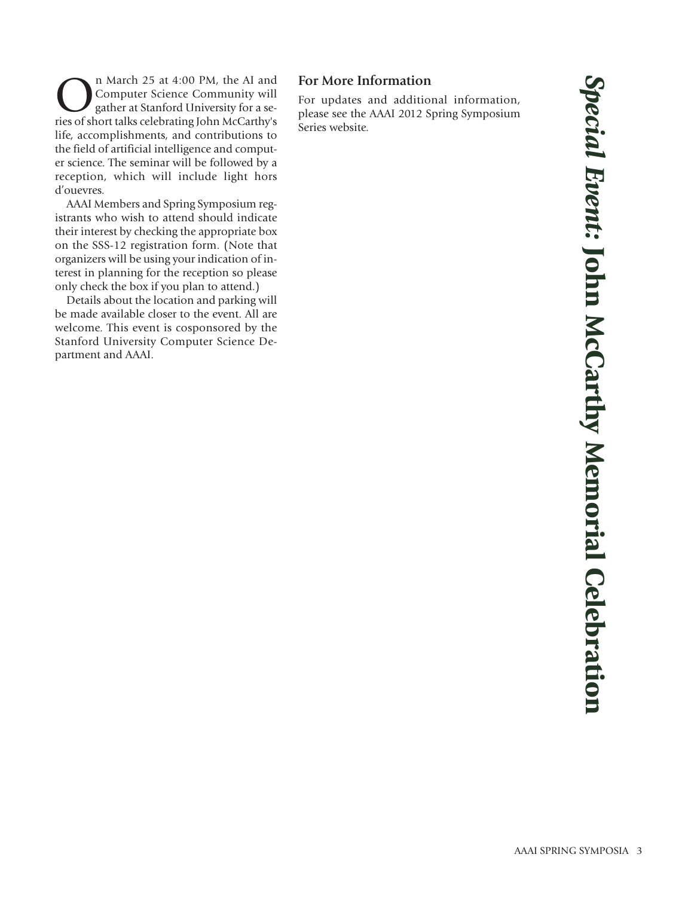# *Special Event:* John McCarthy Memorial Celebration

On March 25 at 4:00 PM, the AI and Computer Science Community will gather at Stanford University for a series of short talks celebrating John McCarthy's life, accomplishments, and contributions to the field of artificial intelligence and computer science. The seminar will be followed by a reception, which will include light hors d'ouevres.

AAAI Members and Spring Symposium registrants who wish to attend should indicate their interest by checking the appropriate box on the SSS-12 registration form. (Note that organizers will be using your indication of interest in planning for the reception so please only check the box if you plan to attend.)

Details about the location and parking will be made available closer to the event. All are welcome. This event is cosponsored by the Stanford University Computer Science Department and AAAI.

## For More Information

For updates and additional information, please see the AAAI 2012 Spring Symposium Series website.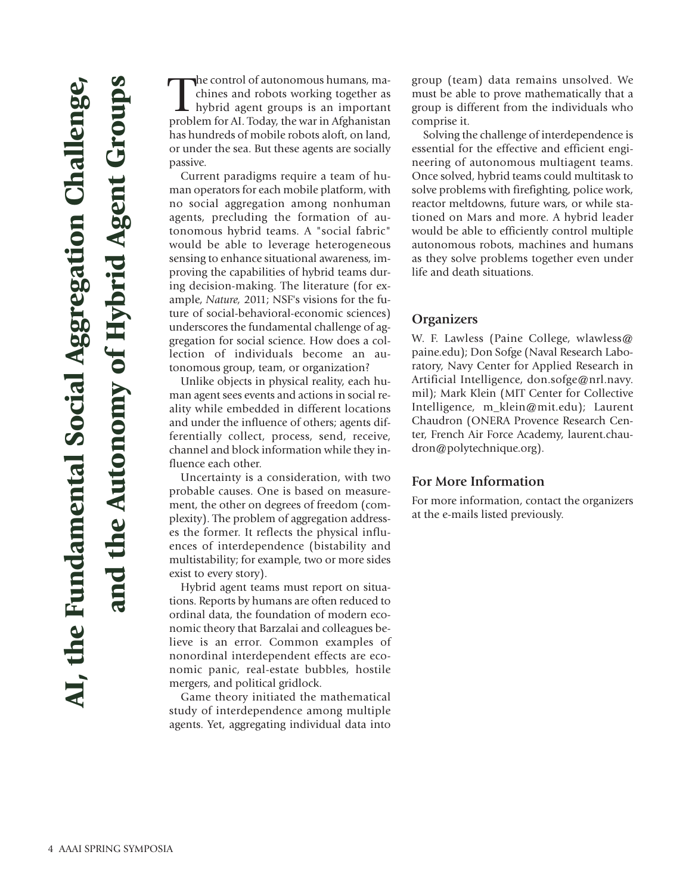# AI, the Fundamental Social Aggregation Challenge, and the Autonomy of Hybrid Agent Groups

The control of autonomous humans, machines and robots working together as hybrid agent groups is an important problem for AI. Today, the war in Afghanistan has hundreds of mobile robots aloft, on land, or under the sea. But these agents are socially passive.

Current paradigms require a team of human operators for each mobile platform, with no social aggregation among nonhuman agents, precluding the formation of autonomous hybrid teams. A "social fabric" would be able to leverage heterogeneous sensing to enhance situational awareness, improving the capabilities of hybrid teams during decision-making. The literature (for example, *Nature,* 2011; NSF's visions for the future of social-behavioral-economic sciences) underscores the fundamental challenge of aggregation for social science. How does a collection of individuals become an autonomous group, team, or organization?

Unlike objects in physical reality, each human agent sees events and actions in social reality while embedded in different locations and under the influence of others; agents differentially collect, process, send, receive, channel and block information while they influence each other.

Uncertainty is a consideration, with two probable causes. One is based on measurement, the other on degrees of freedom (complexity). The problem of aggregation addresses the former. It reflects the physical influences of interdependence (bistability and multistability; for example, two or more sides exist to every story).

Hybrid agent teams must report on situations. Reports by humans are often reduced to ordinal data, the foundation of modern economic theory that Barzalai and colleagues believe is an error. Common examples of nonordinal interdependent effects are economic panic, real-estate bubbles, hostile mergers, and political gridlock.

Game theory initiated the mathematical study of interdependence among multiple agents. Yet, aggregating individual data into group (team) data remains unsolved. We must be able to prove mathematically that a group is different from the individuals who comprise it.

Solving the challenge of interdependence is essential for the effective and efficient engineering of autonomous multiagent teams. Once solved, hybrid teams could multitask to solve problems with firefighting, police work, reactor meltdowns, future wars, or while stationed on Mars and more. A hybrid leader would be able to efficiently control multiple autonomous robots, machines and humans as they solve problems together even under life and death situations.

## Organizers

W. F. Lawless (Paine College, wlawless@paine.edu); Don Sofge (Naval Research Laboratory, Navy Center for Applied Research in Artificial Intelligence, don.sofge@nrl.navy.mil); Mark Klein (MIT Center for Collective Intelligence, m_klein@mit.edu); Laurent Chaudron (ONERA Provence Research Center, French Air Force Academy, laurent.chaudron@polytechnique.org).

## For More Information

For more information, contact the organizers at the e-mails listed previously.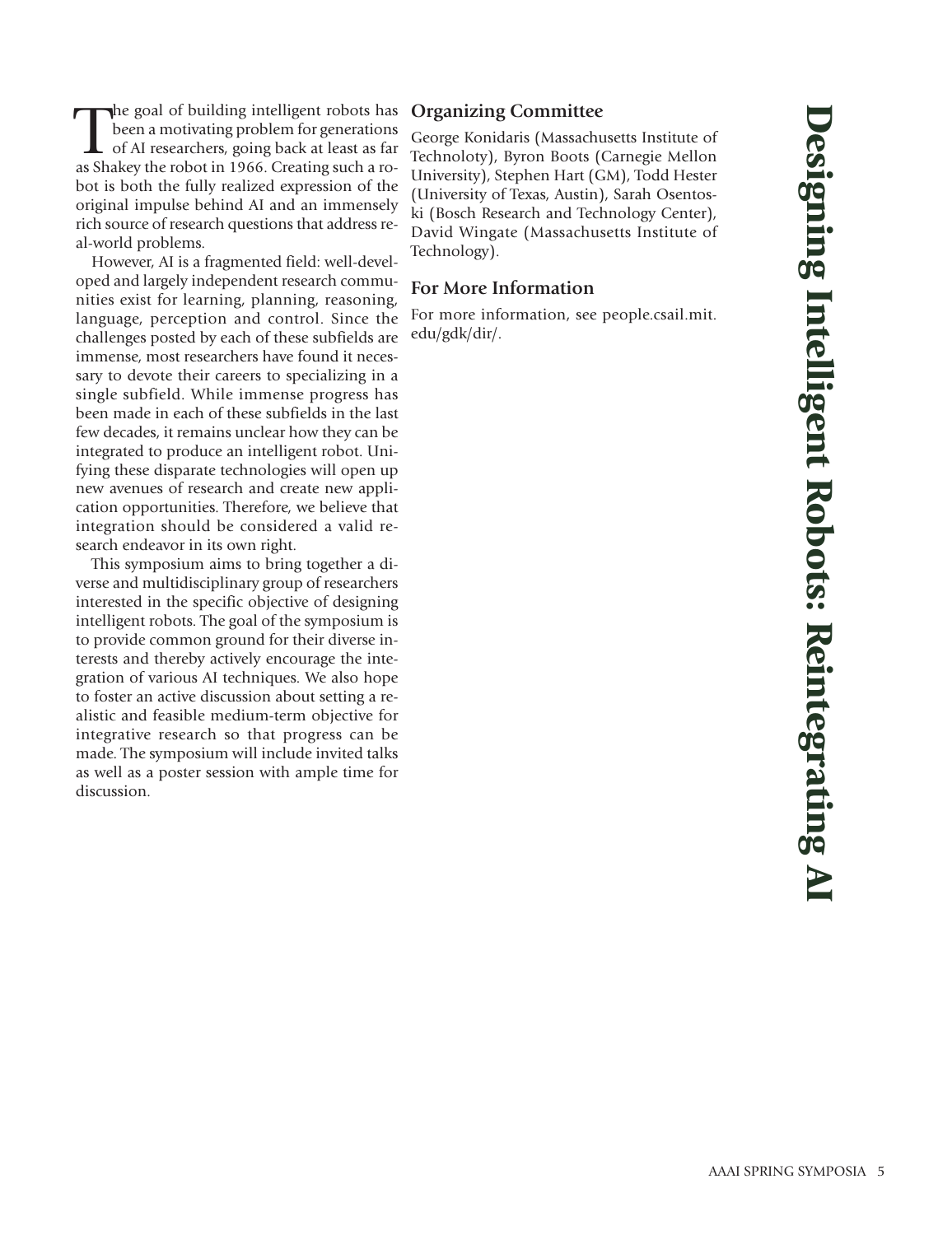# Designing Intelligent Robots: Reintegrating AI

The goal of building intelligent robots has been a motivating problem for generations of AI researchers, going back at least as far as Shakey the robot in 1966. Creating such a robot is both the fully realized expression of the original impulse behind AI and an immensely rich source of research questions that address real-world problems.

However, AI is a fragmented field: well-developed and largely independent research communities exist for learning, planning, reasoning, language, perception and control. Since the challenges posted by each of these subfields are immense, most researchers have found it necessary to devote their careers to specializing in a single subfield. While immense progress has been made in each of these subfields in the last few decades, it remains unclear how they can be integrated to produce an intelligent robot. Unifying these disparate technologies will open up new avenues of research and create new application opportunities. Therefore, we believe that integration should be considered a valid research endeavor in its own right.

This symposium aims to bring together a diverse and multidisciplinary group of researchers interested in the specific objective of designing intelligent robots. The goal of the symposium is to provide common ground for their diverse interests and thereby actively encourage the integration of various AI techniques. We also hope to foster an active discussion about setting a realistic and feasible medium-term objective for integrative research so that progress can be made. The symposium will include invited talks as well as a poster session with ample time for discussion.

## Organizing Committee

George Konidaris (Massachusetts Institute of Technoloty), Byron Boots (Carnegie Mellon University), Stephen Hart (GM), Todd Hester (University of Texas, Austin), Sarah Osentoski (Bosch Research and Technology Center), David Wingate (Massachusetts Institute of Technology).

## For More Information

For more information, see people.csail.mit.edu/gdk/dir/.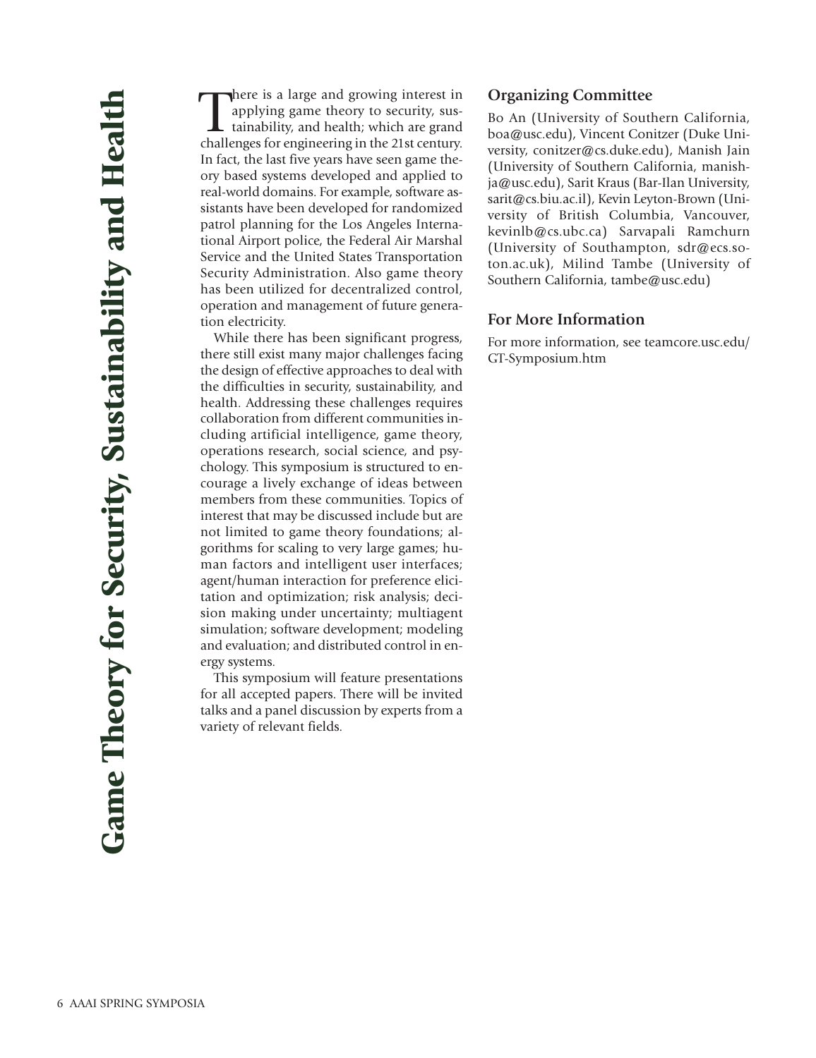# Game Theory for Security, Sustainability and Health

There is a large and growing interest in applying game theory to security, sustainability, and health; which are grand challenges for engineering in the 21st century. In fact, the last five years have seen game theory based systems developed and applied to real-world domains. For example, software assistants have been developed for randomized patrol planning for the Los Angeles International Airport police, the Federal Air Marshal Service and the United States Transportation Security Administration. Also game theory has been utilized for decentralized control, operation and management of future generation electricity.

While there has been significant progress, there still exist many major challenges facing the design of effective approaches to deal with the difficulties in security, sustainability, and health. Addressing these challenges requires collaboration from different communities including artificial intelligence, game theory, operations research, social science, and psychology. This symposium is structured to encourage a lively exchange of ideas between members from these communities. Topics of interest that may be discussed include but are not limited to game theory foundations; algorithms for scaling to very large games; human factors and intelligent user interfaces; agent/human interaction for preference elicitation and optimization; risk analysis; decision making under uncertainty; multiagent simulation; software development; modeling and evaluation; and distributed control in energy systems.

This symposium will feature presentations for all accepted papers. There will be invited talks and a panel discussion by experts from a variety of relevant fields.

## Organizing Committee

Bo An (University of Southern California, boa@usc.edu), Vincent Conitzer (Duke University, conitzer@cs.duke.edu), Manish Jain (University of Southern California, manishja@usc.edu), Sarit Kraus (Bar-Ilan University, sarit@cs.biu.ac.il), Kevin Leyton-Brown (University of British Columbia, Vancouver, kevinlb@cs.ubc.ca) Sarvapali Ramchurn (University of Southampton, sdr@ecs.soton.ac.uk), Milind Tambe (University of Southern California, tambe@usc.edu)

## For More Information

For more information, see teamcore.usc.edu/GT-Symposium.htm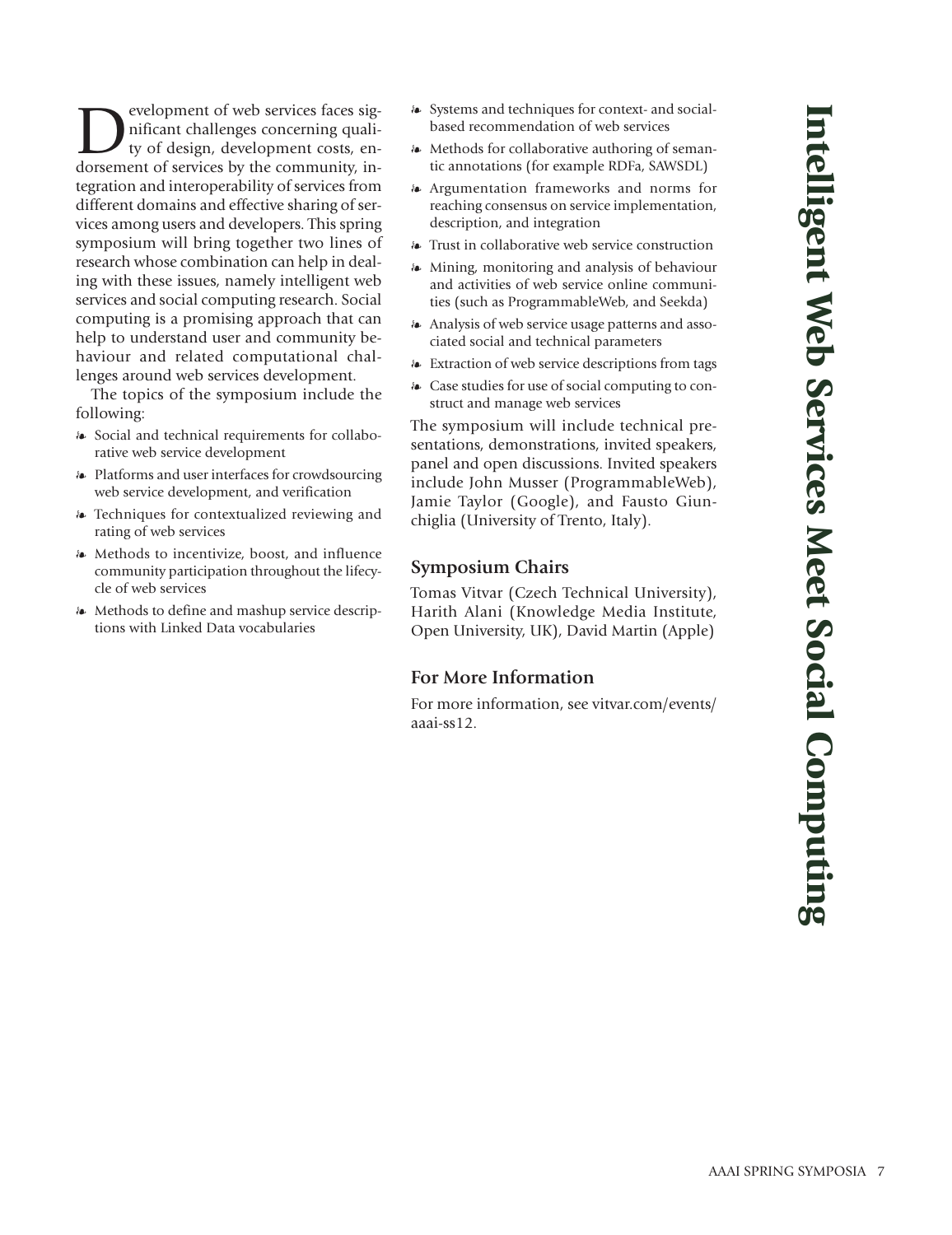# Intelligent Web Services Meet Social Computing

Development of web services faces significant challenges concerning quality of design, development costs, endorsement of services by the community, integration and interoperability of services from different domains and effective sharing of services among users and developers. This spring symposium will bring together two lines of research whose combination can help in dealing with these issues, namely intelligent web services and social computing research. Social computing is a promising approach that can help to understand user and community behaviour and related computational challenges around web services development.

The topics of the symposium include the following:

- Social and technical requirements for collaborative web service development
- Platforms and user interfaces for crowdsourcing web service development, and verification
- Techniques for contextualized reviewing and rating of web services
- Methods to incentivize, boost, and influence community participation throughout the lifecycle of web services
- Methods to define and mashup service descriptions with Linked Data vocabularies
- Systems and techniques for context- and social-based recommendation of web services
- Methods for collaborative authoring of semantic annotations (for example RDFa, SAWSDL)
- Argumentation frameworks and norms for reaching consensus on service implementation, description, and integration
- Trust in collaborative web service construction
- Mining, monitoring and analysis of behaviour and activities of web service online communities (such as ProgrammableWeb, and Seekda)
- Analysis of web service usage patterns and associated social and technical parameters
- Extraction of web service descriptions from tags
- Case studies for use of social computing to construct and manage web services

The symposium will include technical presentations, demonstrations, invited speakers, panel and open discussions. Invited speakers include John Musser (ProgrammableWeb), Jamie Taylor (Google), and Fausto Giunchiglia (University of Trento, Italy).

## Symposium Chairs

Tomas Vitvar (Czech Technical University), Harith Alani (Knowledge Media Institute, Open University, UK), David Martin (Apple)

## For More Information

For more information, see vitvar.com/events/aaai-ss12.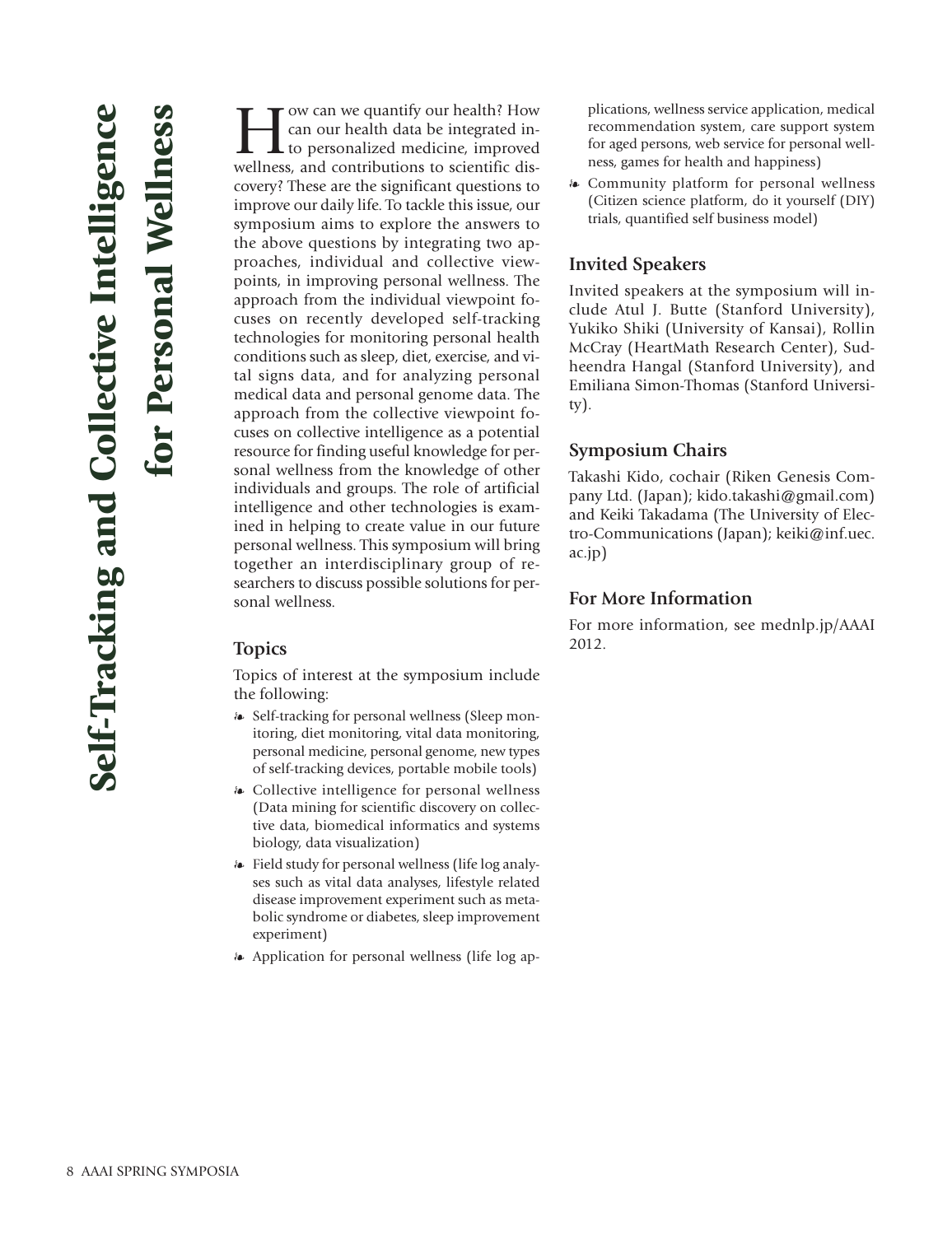# Self-Tracking and Collective Intelligence for Personal Wellness

How can we quantify our health? How can our health data be integrated into personalized medicine, improved wellness, and contributions to scientific discovery? These are the significant questions to improve our daily life. To tackle this issue, our symposium aims to explore the answers to the above questions by integrating two approaches, individual and collective viewpoints, in improving personal wellness. The approach from the individual viewpoint focuses on recently developed self-tracking technologies for monitoring personal health conditions such as sleep, diet, exercise, and vital signs data, and for analyzing personal medical data and personal genome data. The approach from the collective viewpoint focuses on collective intelligence as a potential resource for finding useful knowledge for personal wellness from the knowledge of other individuals and groups. The role of artificial intelligence and other technologies is examined in helping to create value in our future personal wellness. This symposium will bring together an interdisciplinary group of researchers to discuss possible solutions for personal wellness.

## Topics

Topics of interest at the symposium include the following:

- Self-tracking for personal wellness (Sleep monitoring, diet monitoring, vital data monitoring, personal medicine, personal genome, new types of self-tracking devices, portable mobile tools)
- Collective intelligence for personal wellness (Data mining for scientific discovery on collective data, biomedical informatics and systems biology, data visualization)
- Field study for personal wellness (life log analyses such as vital data analyses, lifestyle related disease improvement experiment such as metabolic syndrome or diabetes, sleep improvement experiment)
- Application for personal wellness (life log applications, wellness service application, medical recommendation system, care support system for aged persons, web service for personal wellness, games for health and happiness)
- Community platform for personal wellness (Citizen science platform, do it yourself (DIY) trials, quantified self business model)

## Invited Speakers

Invited speakers at the symposium will include Atul J. Butte (Stanford University), Yukiko Shiki (University of Kansai), Rollin McCray (HeartMath Research Center), Sudheendra Hangal (Stanford University), and Emiliana Simon-Thomas (Stanford University).

## Symposium Chairs

Takashi Kido, cochair (Riken Genesis Company Ltd. (Japan); kido.takashi@gmail.com) and Keiki Takadama (The University of Electro-Communications (Japan); keiki@inf.uec.ac.jp)

## For More Information

For more information, see mednlp.jp/AAAI 2012.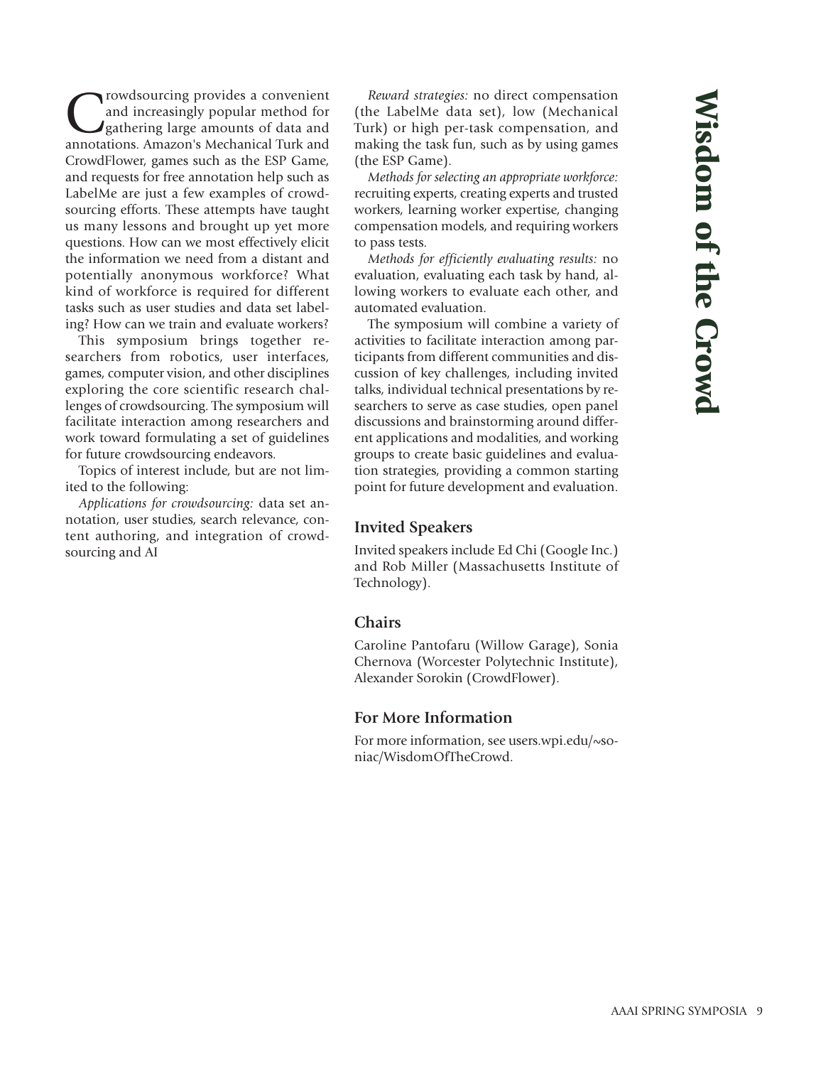# Wisdom of the Crowd

Crowdsourcing provides a convenient and increasingly popular method for gathering large amounts of data and annotations. Amazon's Mechanical Turk and CrowdFlower, games such as the ESP Game, and requests for free annotation help such as LabelMe are just a few examples of crowdsourcing efforts. These attempts have taught us many lessons and brought up yet more questions. How can we most effectively elicit the information we need from a distant and potentially anonymous workforce? What kind of workforce is required for different tasks such as user studies and data set labeling? How can we train and evaluate workers?

This symposium brings together researchers from robotics, user interfaces, games, computer vision, and other disciplines exploring the core scientific research challenges of crowdsourcing. The symposium will facilitate interaction among researchers and work toward formulating a set of guidelines for future crowdsourcing endeavors.

Topics of interest include, but are not limited to the following:

*Applications for crowdsourcing:* data set annotation, user studies, search relevance, content authoring, and integration of crowdsourcing and AI

*Reward strategies:* no direct compensation (the LabelMe data set), low (Mechanical Turk) or high per-task compensation, and making the task fun, such as by using games (the ESP Game).

*Methods for selecting an appropriate workforce:* recruiting experts, creating experts and trusted workers, learning worker expertise, changing compensation models, and requiring workers to pass tests.

*Methods for efficiently evaluating results:* no evaluation, evaluating each task by hand, allowing workers to evaluate each other, and automated evaluation.

The symposium will combine a variety of activities to facilitate interaction among participants from different communities and discussion of key challenges, including invited talks, individual technical presentations by researchers to serve as case studies, open panel discussions and brainstorming around different applications and modalities, and working groups to create basic guidelines and evaluation strategies, providing a common starting point for future development and evaluation.

## Invited Speakers

Invited speakers include Ed Chi (Google Inc.) and Rob Miller (Massachusetts Institute of Technology).

## Chairs

Caroline Pantofaru (Willow Garage), Sonia Chernova (Worcester Polytechnic Institute), Alexander Sorokin (CrowdFlower).

## For More Information

For more information, see users.wpi.edu/~soniac/WisdomOfTheCrowd.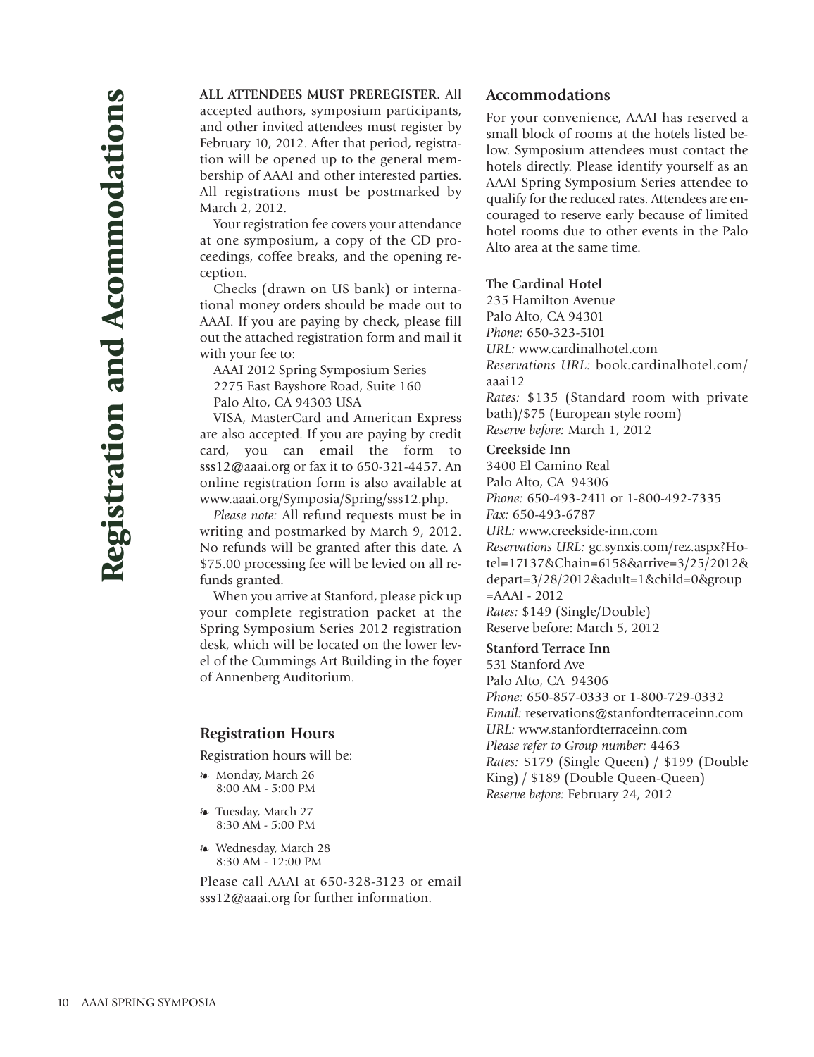# Registration and Acommodations

**ALL ATTENDEES MUST PREREGISTER.** All accepted authors, symposium participants, and other invited attendees must register by February 10, 2012. After that period, registration will be opened up to the general membership of AAAI and other interested parties. All registrations must be postmarked by March 2, 2012.

Your registration fee covers your attendance at one symposium, a copy of the CD proceedings, coffee breaks, and the opening reception.

Checks (drawn on US bank) or international money orders should be made out to AAAI. If you are paying by check, please fill out the attached registration form and mail it with your fee to:

AAAI 2012 Spring Symposium Series
2275 East Bayshore Road, Suite 160
Palo Alto, CA 94303 USA

VISA, MasterCard and American Express are also accepted. If you are paying by credit card, you can email the form to sss12@aaai.org or fax it to 650-321-4457. An online registration form is also available at www.aaai.org/Symposia/Spring/sss12.php.

*Please note:* All refund requests must be in writing and postmarked by March 9, 2012. No refunds will be granted after this date. A $75.00 processing fee will be levied on all refunds granted.

When you arrive at Stanford, please pick up your complete registration packet at the Spring Symposium Series 2012 registration desk, which will be located on the lower level of the Cummings Art Building in the foyer of Annenberg Auditorium.

## Registration Hours

Registration hours will be:

- Monday, March 26
  8:00 AM - 5:00 PM
- Tuesday, March 27
  8:30 AM - 5:00 PM
- Wednesday, March 28
  8:30 AM - 12:00 PM

Please call AAAI at 650-328-3123 or email sss12@aaai.org for further information.

## Accommodations

For your convenience, AAAI has reserved a small block of rooms at the hotels listed below. Symposium attendees must contact the hotels directly. Please identify yourself as an AAAI Spring Symposium Series attendee to qualify for the reduced rates. Attendees are encouraged to reserve early because of limited hotel rooms due to other events in the Palo Alto area at the same time.

**The Cardinal Hotel**
235 Hamilton Avenue
Palo Alto, CA 94301
*Phone:* 650-323-5101
*URL:* www.cardinalhotel.com
*Reservations URL:* book.cardinalhotel.com/aaai12
*Rates:* $135 (Standard room with private bath)/$75 (European style room)
*Reserve before:* March 1, 2012

**Creekside Inn**
3400 El Camino Real
Palo Alto, CA 94306
*Phone:* 650-493-2411 or 1-800-492-7335
*Fax:* 650-493-6787
*URL:* www.creekside-inn.com
*Reservations URL:* gc.synxis.com/rez.aspx?Hotel=17137&Chain=6158&arrive=3/25/2012&depart=3/28/2012&adult=1&child=0&group=AAAI - 2012
*Rates:* $149 (Single/Double)
Reserve before: March 5, 2012

**Stanford Terrace Inn**
531 Stanford Ave
Palo Alto, CA 94306
*Phone:* 650-857-0333 or 1-800-729-0332
*Email:* reservations@stanfordterraceinn.com
*URL:* www.stanfordterraceinn.com
*Please refer to Group number:* 4463
*Rates:* $179 (Single Queen) / $199 (Double King) / $189 (Double Queen-Queen)
*Reserve before:* February 24, 2012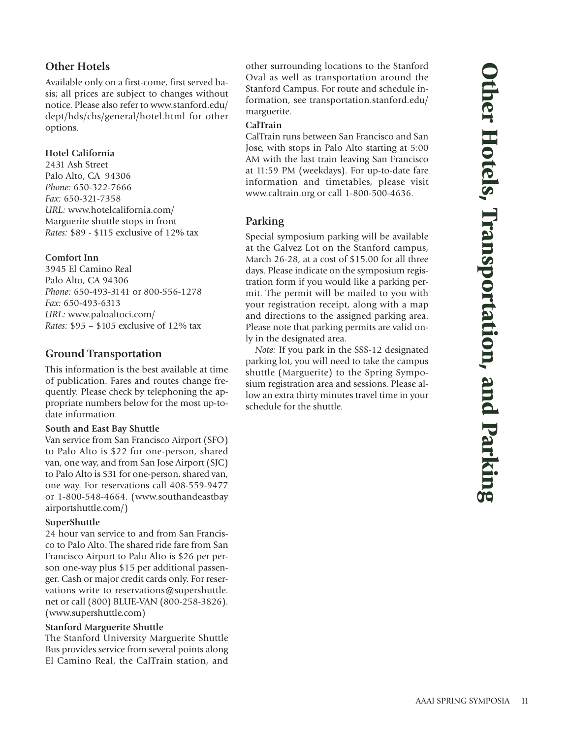# Other Hotels, Transportation, and Parking

## Other Hotels

Available only on a first-come, first served basis; all prices are subject to changes without notice. Please also refer to www.stanford.edu/dept/hds/chs/general/hotel.html for other options.

**Hotel California**
2431 Ash Street
Palo Alto, CA 94306
*Phone:* 650-322-7666
*Fax:* 650-321-7358
*URL:* www.hotelcalifornia.com/
Marguerite shuttle stops in front
*Rates:* $89 - $115 exclusive of 12% tax

**Comfort Inn**
3945 El Camino Real
Palo Alto, CA 94306
*Phone:* 650-493-3141 or 800-556-1278
*Fax:* 650-493-6313
*URL:* www.paloaltoci.com/
*Rates:* $95 – $105 exclusive of 12% tax

## Ground Transportation

This information is the best available at time of publication. Fares and routes change frequently. Please check by telephoning the appropriate numbers below for the most up-to-date information.

**South and East Bay Shuttle**
Van service from San Francisco Airport (SFO) to Palo Alto is $22 for one-person, shared van, one way, and from San Jose Airport (SJC) to Palo Alto is $31 for one-person, shared van, one way. For reservations call 408-559-9477 or 1-800-548-4664. (www.southandeastbayairportshuttle.com/)

**SuperShuttle**
24 hour van service to and from San Francisco to Palo Alto. The shared ride fare from San Francisco Airport to Palo Alto is $26 per person one-way plus $15 per additional passenger. Cash or major credit cards only. For reservations write to reservations@supershuttle.net or call (800) BLUE-VAN (800-258-3826). (www.supershuttle.com)

**Stanford Marguerite Shuttle**
The Stanford University Marguerite Shuttle Bus provides service from several points along El Camino Real, the CalTrain station, and other surrounding locations to the Stanford Oval as well as transportation around the Stanford Campus. For route and schedule information, see transportation.stanford.edu/marguerite.

**CalTrain**
CalTrain runs between San Francisco and San Jose, with stops in Palo Alto starting at 5:00 AM with the last train leaving San Francisco at 11:59 PM (weekdays). For up-to-date fare information and timetables, please visit www.caltrain.org or call 1-800-500-4636.

## Parking

Special symposium parking will be available at the Galvez Lot on the Stanford campus, March 26-28, at a cost of $15.00 for all three days. Please indicate on the symposium registration form if you would like a parking permit. The permit will be mailed to you with your registration receipt, along with a map and directions to the assigned parking area. Please note that parking permits are valid only in the designated area.

*Note:* If you park in the SSS-12 designated parking lot, you will need to take the campus shuttle (Marguerite) to the Spring Symposium registration area and sessions. Please allow an extra thirty minutes travel time in your schedule for the shuttle.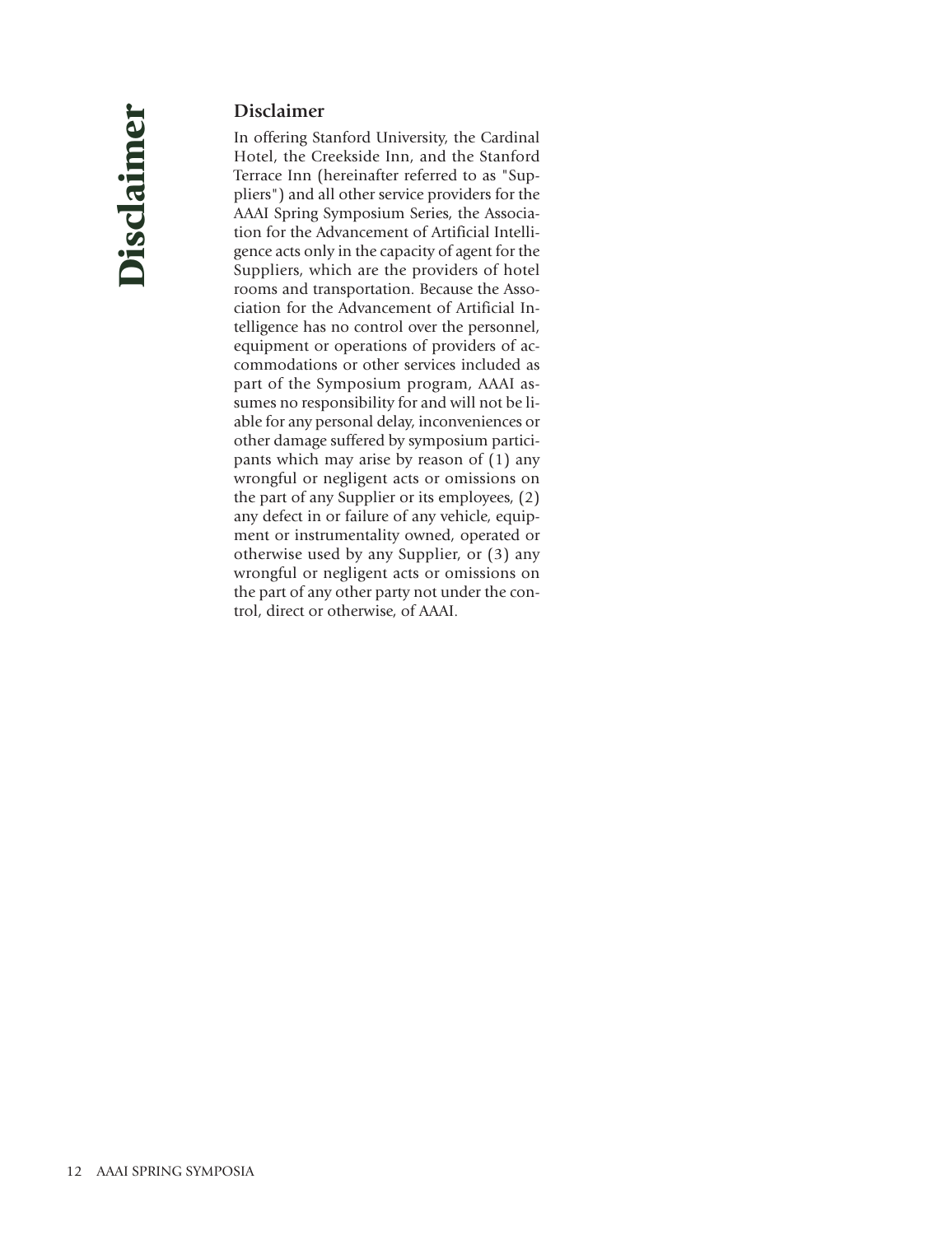# Disclaimer

## Disclaimer

In offering Stanford University, the Cardinal Hotel, the Creekside Inn, and the Stanford Terrace Inn (hereinafter referred to as "Suppliers") and all other service providers for the AAAI Spring Symposium Series, the Association for the Advancement of Artificial Intelligence acts only in the capacity of agent for the Suppliers, which are the providers of hotel rooms and transportation. Because the Association for the Advancement of Artificial Intelligence has no control over the personnel, equipment or operations of providers of accommodations or other services included as part of the Symposium program, AAAI assumes no responsibility for and will not be liable for any personal delay, inconveniences or other damage suffered by symposium participants which may arise by reason of (1) any wrongful or negligent acts or omissions on the part of any Supplier or its employees, (2) any defect in or failure of any vehicle, equipment or instrumentality owned, operated or otherwise used by any Supplier, or (3) any wrongful or negligent acts or omissions on the part of any other party not under the control, direct or otherwise, of AAAI.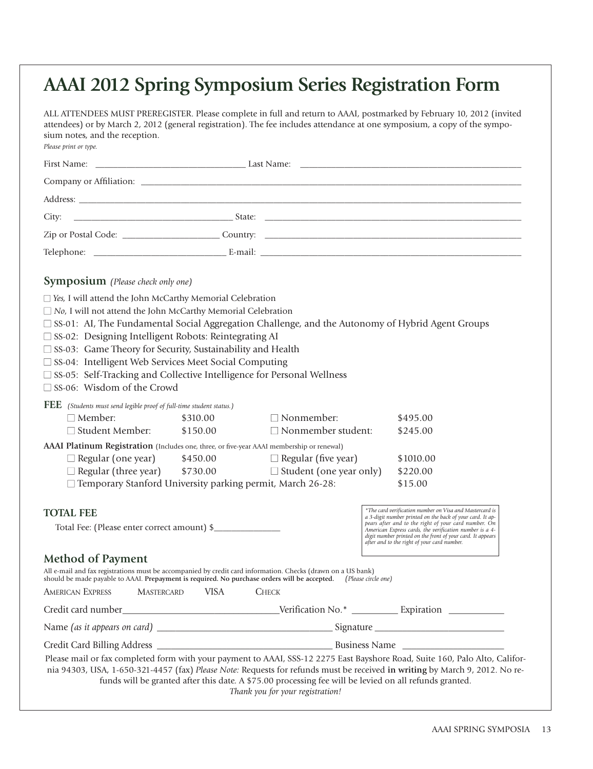# AAAI 2012 Spring Symposium Series Registration Form

ALL ATTENDEES MUST PREREGISTER. Please complete in full and return to AAAI, postmarked by February 10, 2012 (invited attendees) or by March 2, 2012 (general registration). The fee includes attendance at one symposium, a copy of the symposium notes, and the reception.

*Please print or type.*

First Name: \_\_\_\_\_\_\_\_\_\_\_\_\_\_\_\_\_\_\_\_\_\_\_\_\_\_\_\_\_\_ Last Name: \_\_\_\_\_\_\_\_\_\_\_\_\_\_\_\_\_\_\_\_\_\_\_\_\_\_\_\_\_\_\_\_\_\_\_\_\_\_\_\_\_\_\_\_

Company or Affiliation: \_\_\_\_\_\_\_\_\_\_\_\_\_\_\_\_\_\_\_\_\_\_\_\_\_\_\_\_\_\_\_\_\_\_\_\_\_\_\_\_\_\_\_\_\_\_\_\_\_\_\_\_\_\_\_\_\_\_\_\_\_\_\_\_\_\_\_\_\_\_

Address: \_\_\_\_\_\_\_\_\_\_\_\_\_\_\_\_\_\_\_\_\_\_\_\_\_\_\_\_\_\_\_\_\_\_\_\_\_\_\_\_\_\_\_\_\_\_\_\_\_\_\_\_\_\_\_\_\_\_\_\_\_\_\_\_\_\_\_\_\_\_\_\_\_\_\_\_\_\_\_\_\_

City: \_\_\_\_\_\_\_\_\_\_\_\_\_\_\_\_\_\_\_\_\_\_\_\_\_\_\_\_\_\_\_\_\_\_ State: \_\_\_\_\_\_\_\_\_\_\_\_\_\_\_\_\_\_\_\_\_\_\_\_\_\_\_\_\_\_\_\_\_\_\_\_\_\_\_\_\_\_\_\_\_\_\_\_\_\_\_\_

Zip or Postal Code: \_\_\_\_\_\_\_\_\_\_\_\_\_\_\_\_\_\_\_\_ Country: \_\_\_\_\_\_\_\_\_\_\_\_\_\_\_\_\_\_\_\_\_\_\_\_\_\_\_\_\_\_\_\_\_\_\_\_\_\_\_\_\_\_\_\_\_\_\_\_\_\_\_\_

Telephone: \_\_\_\_\_\_\_\_\_\_\_\_\_\_\_\_\_\_\_\_\_\_\_\_\_\_\_\_ E-mail: \_\_\_\_\_\_\_\_\_\_\_\_\_\_\_\_\_\_\_\_\_\_\_\_\_\_\_\_\_\_\_\_\_\_\_\_\_\_\_\_\_\_\_\_\_\_\_\_\_\_\_\_\_\_\_

## Symposium *(Please check only one)*

- ☐ *Yes,* I will attend the John McCarthy Memorial Celebration
- ☐ *No,* I will not attend the John McCarthy Memorial Celebration
- ☐ SS-01: AI, The Fundamental Social Aggregation Challenge, and the Autonomy of Hybrid Agent Groups
- ☐ SS-02: Designing Intelligent Robots: Reintegrating AI
- ☐ SS-03: Game Theory for Security, Sustainability and Health
- ☐ SS-04: Intelligent Web Services Meet Social Computing
- ☐ SS-05: Self-Tracking and Collective Intelligence for Personal Wellness
- ☐ SS-06: Wisdom of the Crowd

**FEE** *(Students must send legible proof of full-time student status.)*

| | | | |
|---|---|---|---|
| ☐ Member: | $310.00 | ☐ Nonmember: | $495.00 |
| ☐ Student Member: | $150.00 | ☐ Nonmember student: | $245.00 |

**AAAI Platinum Registration** (Includes one, three, or five-year AAAI membership or renewal)

| | | | |
|---|---|---|---|
| ☐ Regular (one year) | $450.00 | ☐ Regular (five year) | $1010.00 |
| ☐ Regular (three year) | $730.00 | ☐ Student (one year only) | $220.00 |
| ☐ Temporary Stanford University parking permit, March 26-28: | | | $15.00 |

### TOTAL FEE

Total Fee: (Please enter correct amount) $\_\_\_\_\_\_\_\_\_\_\_\_\_\_

*\*The card verification number on Visa and Mastercard is a 3-digit number printed on the back of your card. It appears after and to the right of your card number. On American Express cards, the verification number is a 4-digit number printed on the front of your card. It appears after and to the right of your card number.*

## Method of Payment

All e-mail and fax registrations must be accompanied by credit card information. Checks (drawn on a US bank) should be made payable to AAAI. **Prepayment is required. No purchase orders will be accepted.** *(Please circle one)*

AMERICAN EXPRESS MASTERCARD VISA CHECK

Credit card number\_\_\_\_\_\_\_\_\_\_\_\_\_\_\_\_\_\_\_\_\_\_\_\_\_\_\_\_\_\_\_\_Verification No.\* \_\_\_\_\_\_\_\_\_ Expiration \_\_\_\_\_\_\_\_\_\_\_

Name *(as it appears on card)* \_\_\_\_\_\_\_\_\_\_\_\_\_\_\_\_\_\_\_\_\_\_\_\_\_\_\_\_\_\_\_\_\_\_\_\_ Signature \_\_\_\_\_\_\_\_\_\_\_\_\_\_\_\_\_\_\_\_\_\_\_\_\_\_\_

Credit Card Billing Address \_\_\_\_\_\_\_\_\_\_\_\_\_\_\_\_\_\_\_\_\_\_\_\_\_\_\_\_\_\_\_\_\_\_\_\_ Business Name \_\_\_\_\_\_\_\_\_\_\_\_\_\_\_\_\_\_\_\_\_

Please mail or fax completed form with your payment to AAAI, SSS-12 2275 East Bayshore Road, Suite 160, Palo Alto, California 94303, USA, 1-650-321-4457 (fax) *Please Note:* Requests for refunds must be received **in writing** by March 9, 2012. No refunds will be granted after this date. A $75.00 processing fee will be levied on all refunds granted.

*Thank you for your registration!*